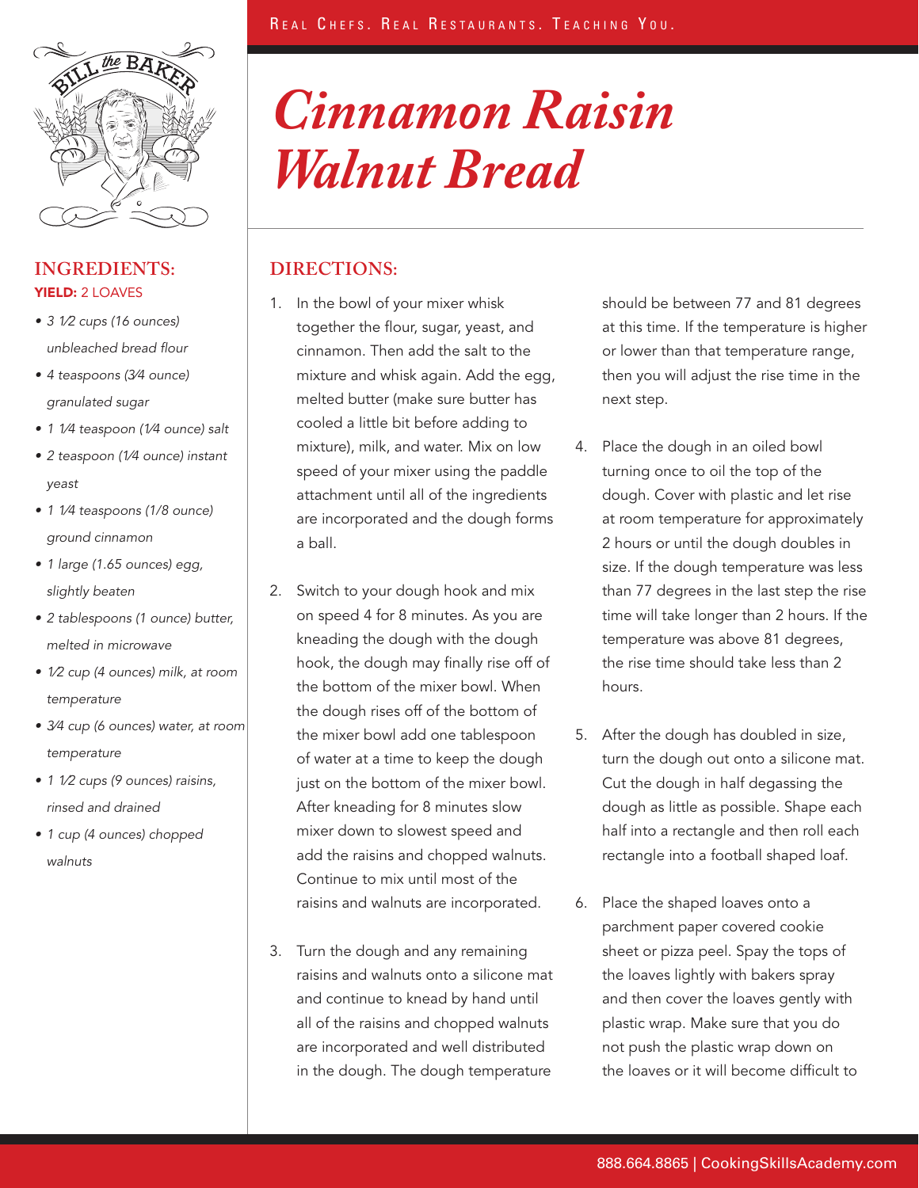# Cinnamon Raisin Walnut Bread

## INGREDIENTS:

**YIELD:** 2 LOAVES

- *3 1⁄2 cups (16 ounces) unbleached bread flour*
- *4 teaspoons (3⁄4 ounce) granulated sugar*
- *1 1⁄4 teaspoon (1⁄4 ounce) salt*
- *2 teaspoon (1⁄4 ounce) instant yeast*
- *1 1⁄4 teaspoons (1/8 ounce) ground cinnamon*
- *1 large (1.65 ounces) egg, slightly beaten*
- *2 tablespoons (1 ounce) butter, melted in microwave*
- *1⁄2 cup (4 ounces) milk, at room temperature*
- *3⁄4 cup (6 ounces) water, at room temperature*
- *1 1⁄2 cups (9 ounces) raisins, rinsed and drained*
- *1 cup (4 ounces) chopped walnuts*

## DIRECTIONS:

1. In the bowl of your mixer whisk together the flour, sugar, yeast, and cinnamon. Then add the salt to the mixture and whisk again. Add the egg, melted butter (make sure butter has cooled a little bit before adding to mixture), milk, and water. Mix on low speed of your mixer using the paddle attachment until all of the ingredients are incorporated and the dough forms a ball.

2. Switch to your dough hook and mix on speed 4 for 8 minutes. As you are kneading the dough with the dough hook, the dough may finally rise off of the bottom of the mixer bowl. When the dough rises off of the bottom of the mixer bowl add one tablespoon of water at a time to keep the dough just on the bottom of the mixer bowl. After kneading for 8 minutes slow mixer down to slowest speed and add the raisins and chopped walnuts. Continue to mix until most of the raisins and walnuts are incorporated.

3. Turn the dough and any remaining raisins and walnuts onto a silicone mat and continue to knead by hand until all of the raisins and chopped walnuts are incorporated and well distributed in the dough. The dough temperature should be between 77 and 81 degrees at this time. If the temperature is higher or lower than that temperature range, then you will adjust the rise time in the next step.

4. Place the dough in an oiled bowl turning once to oil the top of the dough. Cover with plastic and let rise at room temperature for approximately 2 hours or until the dough doubles in size. If the dough temperature was less than 77 degrees in the last step the rise time will take longer than 2 hours. If the temperature was above 81 degrees, the rise time should take less than 2 hours.

5. After the dough has doubled in size, turn the dough out onto a silicone mat. Cut the dough in half degassing the dough as little as possible. Shape each half into a rectangle and then roll each rectangle into a football shaped loaf.

6. Place the shaped loaves onto a parchment paper covered cookie sheet or pizza peel. Spay the tops of the loaves lightly with bakers spray and then cover the loaves gently with plastic wrap. Make sure that you do not push the plastic wrap down on the loaves or it will become difficult to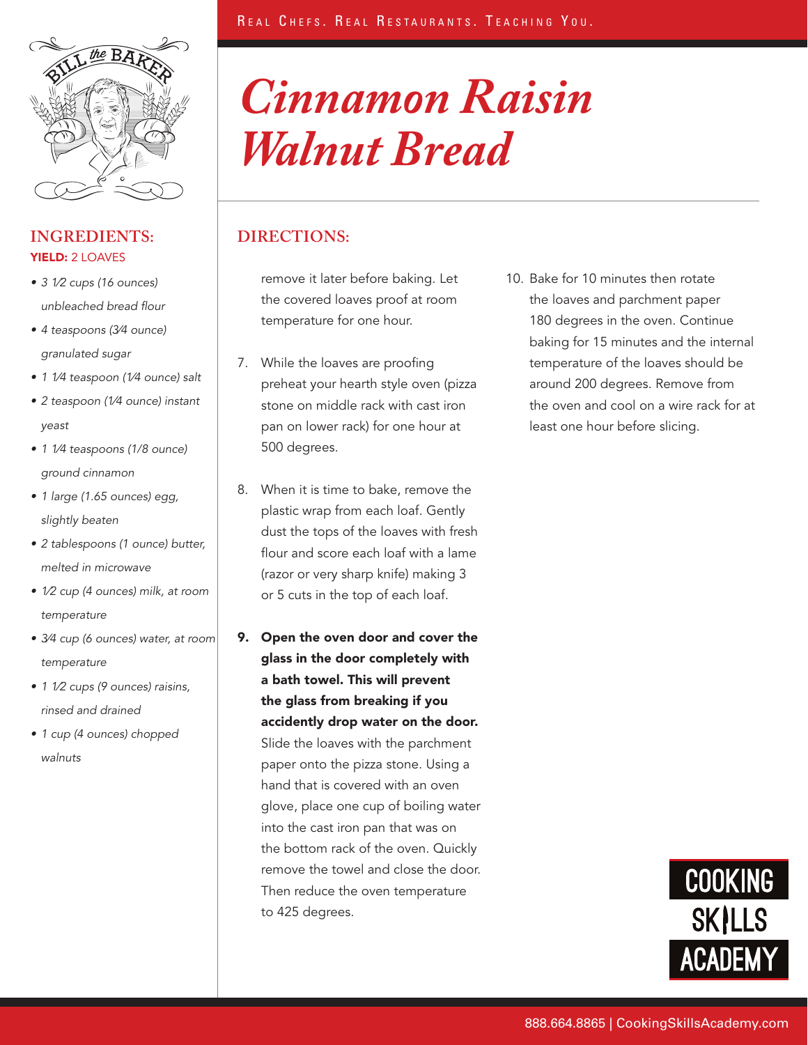# Cinnamon Raisin Walnut Bread

## INGREDIENTS:

**YIELD:** 2 LOAVES

- *3 1⁄2 cups (16 ounces) unbleached bread flour*
- *4 teaspoons (3⁄4 ounce) granulated sugar*
- *1 1⁄4 teaspoon (1⁄4 ounce) salt*
- *2 teaspoon (1⁄4 ounce) instant yeast*
- *1 1⁄4 teaspoons (1/8 ounce) ground cinnamon*
- *1 large (1.65 ounces) egg, slightly beaten*
- *2 tablespoons (1 ounce) butter, melted in microwave*
- *1⁄2 cup (4 ounces) milk, at room temperature*
- *3⁄4 cup (6 ounces) water, at room temperature*
- *1 1⁄2 cups (9 ounces) raisins, rinsed and drained*
- *1 cup (4 ounces) chopped walnuts*

## DIRECTIONS:

remove it later before baking. Let the covered loaves proof at room temperature for one hour.

7. While the loaves are proofing preheat your hearth style oven (pizza stone on middle rack with cast iron pan on lower rack) for one hour at 500 degrees.

8. When it is time to bake, remove the plastic wrap from each loaf. Gently dust the tops of the loaves with fresh flour and score each loaf with a lame (razor or very sharp knife) making 3 or 5 cuts in the top of each loaf.

9. **Open the oven door and cover the glass in the door completely with a bath towel. This will prevent the glass from breaking if you accidently drop water on the door.** Slide the loaves with the parchment paper onto the pizza stone. Using a hand that is covered with an oven glove, place one cup of boiling water into the cast iron pan that was on the bottom rack of the oven. Quickly remove the towel and close the door. Then reduce the oven temperature to 425 degrees.

10. Bake for 10 minutes then rotate the loaves and parchment paper 180 degrees in the oven. Continue baking for 15 minutes and the internal temperature of the loaves should be around 200 degrees. Remove from the oven and cool on a wire rack for at least one hour before slicing.